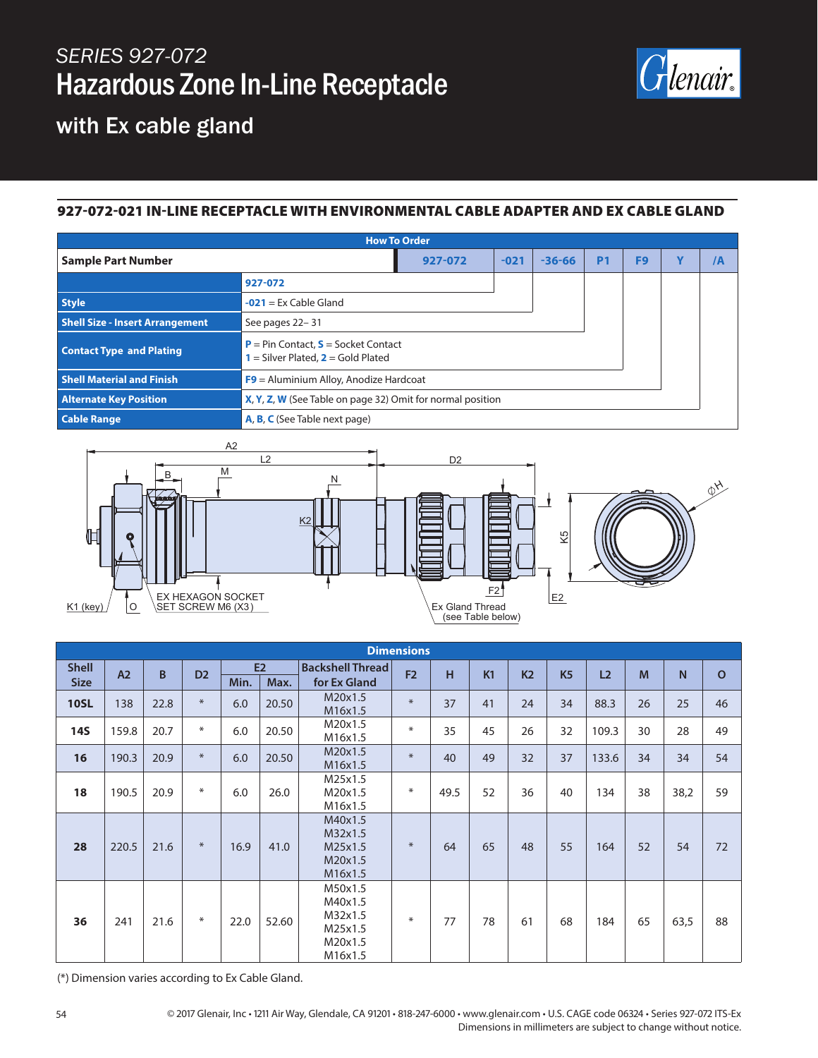*SERIES 927-072*

# Hazardous Zone In-Line Receptacle

## with Ex cable gland

### 927-072-021 IN-LINE RECEPTACLE WITH ENVIRONMENTAL CABLE ADAPTER AND EX CABLE GLAND

| How To Order | | | | | | | |
|---|---|---|---|---|---|---|---|
| **Sample Part Number** | 927-072 | -021 | -36-66 | P1 | F9 | Y | /A |

| | |
|---|---|
| | **927-072** |
| **Style** | **-021** = Ex Cable Gland |
| **Shell Size - Insert Arrangement** | See pages 22– 31 |
| **Contact Type and Plating** | **P** = Pin Contact, **S** = Socket Contact<br>**1** = Silver Plated, **2** = Gold Plated |
| **Shell Material and Finish** | **F9** = Aluminium Alloy, Anodize Hardcoat |
| **Alternate Key Position** | **X**, **Y**, **Z**, **W** (See Table on page 32) Omit for normal position |
| **Cable Range** | **A**, **B**, **C** (See Table next page) |

A2, L2, D2, B, M, N, K2, K5, ØH, K1 (key), O, F2, E2

EX HEXAGON SOCKET SET SCREW M6 (X3)

Ex Gland Thread (see Table below)

| Dimensions | | | | | | | | | | | | | | | |
|---|---|---|---|---|---|---|---|---|---|---|---|---|---|---|---|
| Shell Size | A2 | B | D2 | E2 | | Backshell Thread for Ex Gland | F2 | H | K1 | K2 | K5 | L2 | M | N | O |
| | | | | Min. | Max. | | | | | | | | | | |
| **10SL** | 138 | 22.8 | * | 6.0 | 20.50 | M20x1.5<br>M16x1.5 | * | 37 | 41 | 24 | 34 | 88.3 | 26 | 25 | 46 |
| **14S** | 159.8 | 20.7 | * | 6.0 | 20.50 | M20x1.5<br>M16x1.5 | * | 35 | 45 | 26 | 32 | 109.3 | 30 | 28 | 49 |
| **16** | 190.3 | 20.9 | * | 6.0 | 20.50 | M20x1.5<br>M16x1.5 | * | 40 | 49 | 32 | 37 | 133.6 | 34 | 34 | 54 |
| **18** | 190.5 | 20.9 | * | 6.0 | 26.0 | M25x1.5<br>M20x1.5<br>M16x1.5 | * | 49.5 | 52 | 36 | 40 | 134 | 38 | 38,2 | 59 |
| **28** | 220.5 | 21.6 | * | 16.9 | 41.0 | M40x1.5<br>M32x1.5<br>M25x1.5<br>M20x1.5<br>M16x1.5 | * | 64 | 65 | 48 | 55 | 164 | 52 | 54 | 72 |
| **36** | 241 | 21.6 | * | 22.0 | 52.60 | M50x1.5<br>M40x1.5<br>M32x1.5<br>M25x1.5<br>M20x1.5<br>M16x1.5 | * | 77 | 78 | 61 | 68 | 184 | 65 | 63,5 | 88 |

(*) Dimension varies according to Ex Cable Gland.

© 2017 Glenair, Inc • 1211 Air Way, Glendale, CA 91201 • 818-247-6000 • www.glenair.com • U.S. CAGE code 06324 • Series 927-072 ITS-Ex
Dimensions in millimeters are subject to change without notice.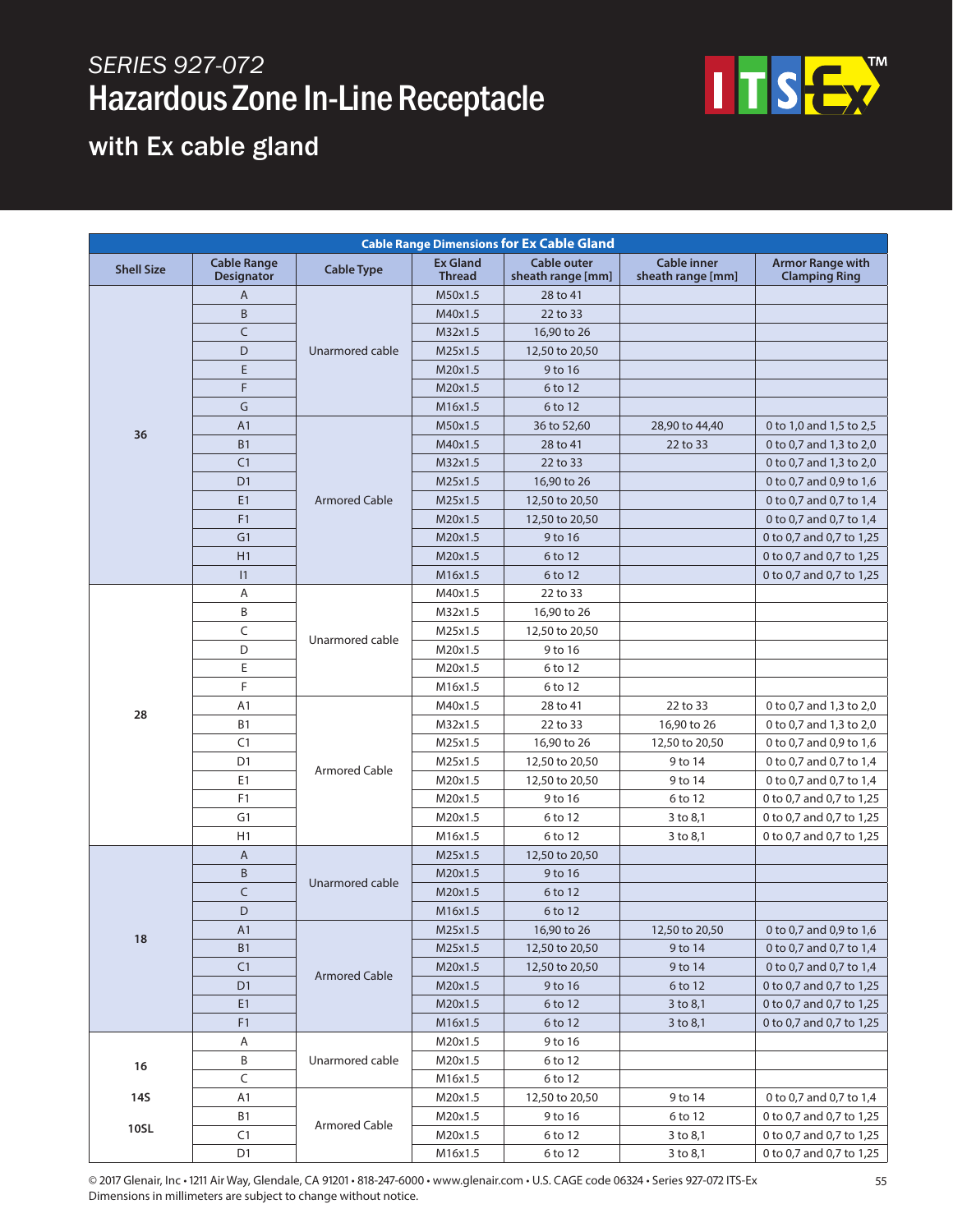# SERIES 927-072

# Hazardous Zone In-Line Receptacle

## with Ex cable gland

**Cable Range Dimensions for Ex Cable Gland**

| Shell Size | Cable Range Designator | Cable Type | Ex Gland Thread | Cable outer sheath range [mm] | Cable inner sheath range [mm] | Armor Range with Clamping Ring |
|---|---|---|---|---|---|---|
| 36 | A | Unarmored cable | M50x1.5 | 28 to 41 | | |
| | B | | M40x1.5 | 22 to 33 | | |
| | C | | M32x1.5 | 16,90 to 26 | | |
| | D | | M25x1.5 | 12,50 to 20,50 | | |
| | E | | M20x1.5 | 9 to 16 | | |
| | F | | M20x1.5 | 6 to 12 | | |
| | G | | M16x1.5 | 6 to 12 | | |
| | A1 | Armored Cable | M50x1.5 | 36 to 52,60 | 28,90 to 44,40 | 0 to 1,0 and 1,5 to 2,5 |
| | B1 | | M40x1.5 | 28 to 41 | 22 to 33 | 0 to 0,7 and 1,3 to 2,0 |
| | C1 | | M32x1.5 | 22 to 33 | | 0 to 0,7 and 1,3 to 2,0 |
| | D1 | | M25x1.5 | 16,90 to 26 | | 0 to 0,7 and 0,9 to 1,6 |
| | E1 | | M25x1.5 | 12,50 to 20,50 | | 0 to 0,7 and 0,7 to 1,4 |
| | F1 | | M20x1.5 | 12,50 to 20,50 | | 0 to 0,7 and 0,7 to 1,4 |
| | G1 | | M20x1.5 | 9 to 16 | | 0 to 0,7 and 0,7 to 1,25 |
| | H1 | | M20x1.5 | 6 to 12 | | 0 to 0,7 and 0,7 to 1,25 |
| | I1 | | M16x1.5 | 6 to 12 | | 0 to 0,7 and 0,7 to 1,25 |
| 28 | A | Unarmored cable | M40x1.5 | 22 to 33 | | |
| | B | | M32x1.5 | 16,90 to 26 | | |
| | C | | M25x1.5 | 12,50 to 20,50 | | |
| | D | | M20x1.5 | 9 to 16 | | |
| | E | | M20x1.5 | 6 to 12 | | |
| | F | | M16x1.5 | 6 to 12 | | |
| | A1 | Armored Cable | M40x1.5 | 28 to 41 | 22 to 33 | 0 to 0,7 and 1,3 to 2,0 |
| | B1 | | M32x1.5 | 22 to 33 | 16,90 to 26 | 0 to 0,7 and 1,3 to 2,0 |
| | C1 | | M25x1.5 | 16,90 to 26 | 12,50 to 20,50 | 0 to 0,7 and 0,9 to 1,6 |
| | D1 | | M25x1.5 | 12,50 to 20,50 | 9 to 14 | 0 to 0,7 and 0,7 to 1,4 |
| | E1 | | M20x1.5 | 12,50 to 20,50 | 9 to 14 | 0 to 0,7 and 0,7 to 1,4 |
| | F1 | | M20x1.5 | 9 to 16 | 6 to 12 | 0 to 0,7 and 0,7 to 1,25 |
| | G1 | | M20x1.5 | 6 to 12 | 3 to 8,1 | 0 to 0,7 and 0,7 to 1,25 |
| | H1 | | M16x1.5 | 6 to 12 | 3 to 8,1 | 0 to 0,7 and 0,7 to 1,25 |
| 18 | A | Unarmored cable | M25x1.5 | 12,50 to 20,50 | | |
| | B | | M20x1.5 | 9 to 16 | | |
| | C | | M20x1.5 | 6 to 12 | | |
| | D | | M16x1.5 | 6 to 12 | | |
| | A1 | Armored Cable | M25x1.5 | 16,90 to 26 | 12,50 to 20,50 | 0 to 0,7 and 0,9 to 1,6 |
| | B1 | | M25x1.5 | 12,50 to 20,50 | 9 to 14 | 0 to 0,7 and 0,7 to 1,4 |
| | C1 | | M20x1.5 | 12,50 to 20,50 | 9 to 14 | 0 to 0,7 and 0,7 to 1,4 |
| | D1 | | M20x1.5 | 9 to 16 | 6 to 12 | 0 to 0,7 and 0,7 to 1,25 |
| | E1 | | M20x1.5 | 6 to 12 | 3 to 8,1 | 0 to 0,7 and 0,7 to 1,25 |
| | F1 | | M16x1.5 | 6 to 12 | 3 to 8,1 | 0 to 0,7 and 0,7 to 1,25 |
| 16<br>14S<br>10SL | A | Unarmored cable | M20x1.5 | 9 to 16 | | |
| | B | | M20x1.5 | 6 to 12 | | |
| | C | | M16x1.5 | 6 to 12 | | |
| | A1 | Armored Cable | M20x1.5 | 12,50 to 20,50 | 9 to 14 | 0 to 0,7 and 0,7 to 1,4 |
| | B1 | | M20x1.5 | 9 to 16 | 6 to 12 | 0 to 0,7 and 0,7 to 1,25 |
| | C1 | | M20x1.5 | 6 to 12 | 3 to 8,1 | 0 to 0,7 and 0,7 to 1,25 |
| | D1 | | M16x1.5 | 6 to 12 | 3 to 8,1 | 0 to 0,7 and 0,7 to 1,25 |

© 2017 Glenair, Inc • 1211 Air Way, Glendale, CA 91201 • 818-247-6000 • www.glenair.com • U.S. CAGE code 06324 • Series 927-072 ITS-Ex
Dimensions in millimeters are subject to change without notice.